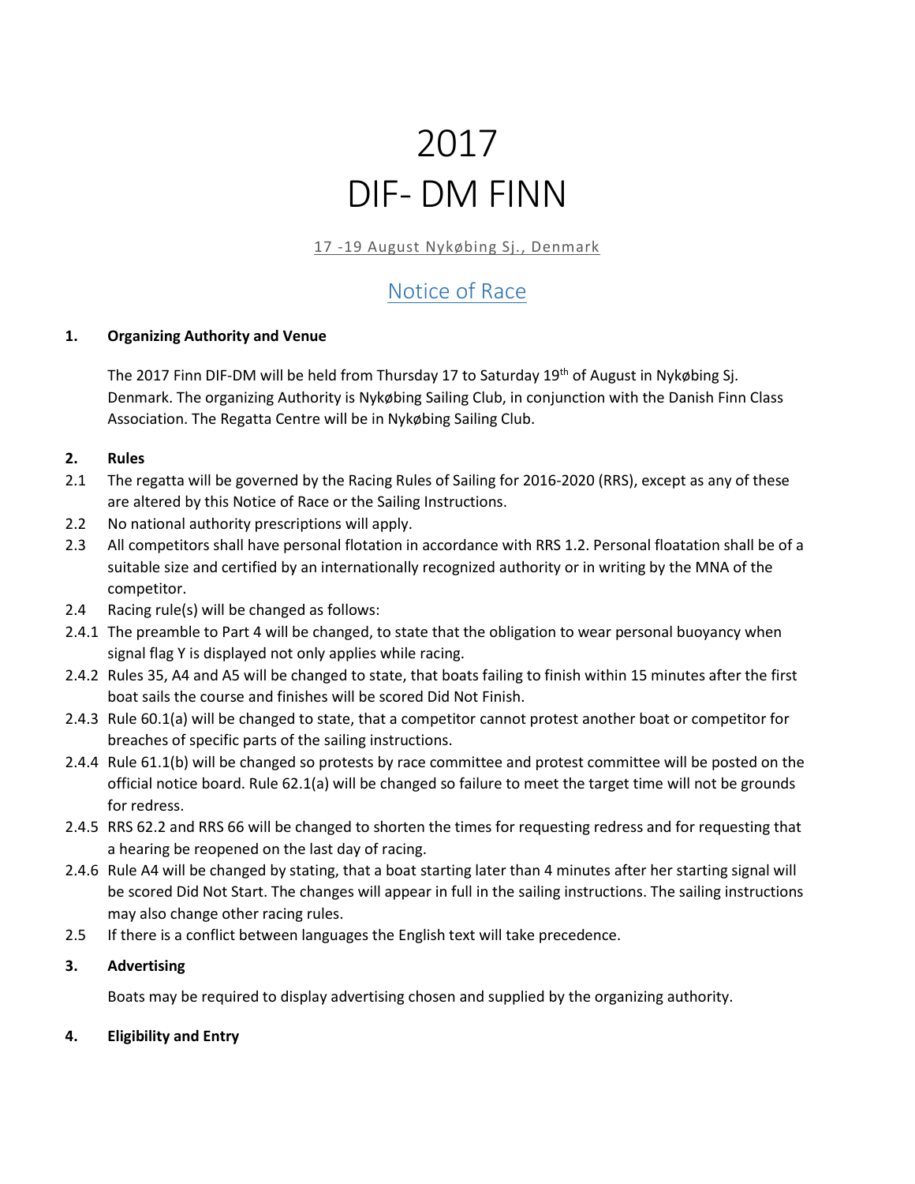# 2017
# DIF- DM FINN

17 -19 August Nykøbing Sj., Denmark

## Notice of Race

### 1. Organizing Authority and Venue

The 2017 Finn DIF-DM will be held from Thursday 17 to Saturday 19th of August in Nykøbing Sj. Denmark. The organizing Authority is Nykøbing Sailing Club, in conjunction with the Danish Finn Class Association. The Regatta Centre will be in Nykøbing Sailing Club.

### 2. Rules

2.1 The regatta will be governed by the Racing Rules of Sailing for 2016-2020 (RRS), except as any of these are altered by this Notice of Race or the Sailing Instructions.

2.2 No national authority prescriptions will apply.

2.3 All competitors shall have personal flotation in accordance with RRS 1.2. Personal floatation shall be of a suitable size and certified by an internationally recognized authority or in writing by the MNA of the competitor.

2.4 Racing rule(s) will be changed as follows:

2.4.1 The preamble to Part 4 will be changed, to state that the obligation to wear personal buoyancy when signal flag Y is displayed not only applies while racing.

2.4.2 Rules 35, A4 and A5 will be changed to state, that boats failing to finish within 15 minutes after the first boat sails the course and finishes will be scored Did Not Finish.

2.4.3 Rule 60.1(a) will be changed to state, that a competitor cannot protest another boat or competitor for breaches of specific parts of the sailing instructions.

2.4.4 Rule 61.1(b) will be changed so protests by race committee and protest committee will be posted on the official notice board. Rule 62.1(a) will be changed so failure to meet the target time will not be grounds for redress.

2.4.5 RRS 62.2 and RRS 66 will be changed to shorten the times for requesting redress and for requesting that a hearing be reopened on the last day of racing.

2.4.6 Rule A4 will be changed by stating, that a boat starting later than 4 minutes after her starting signal will be scored Did Not Start. The changes will appear in full in the sailing instructions. The sailing instructions may also change other racing rules.

2.5 If there is a conflict between languages the English text will take precedence.

### 3. Advertising

Boats may be required to display advertising chosen and supplied by the organizing authority.

### 4. Eligibility and Entry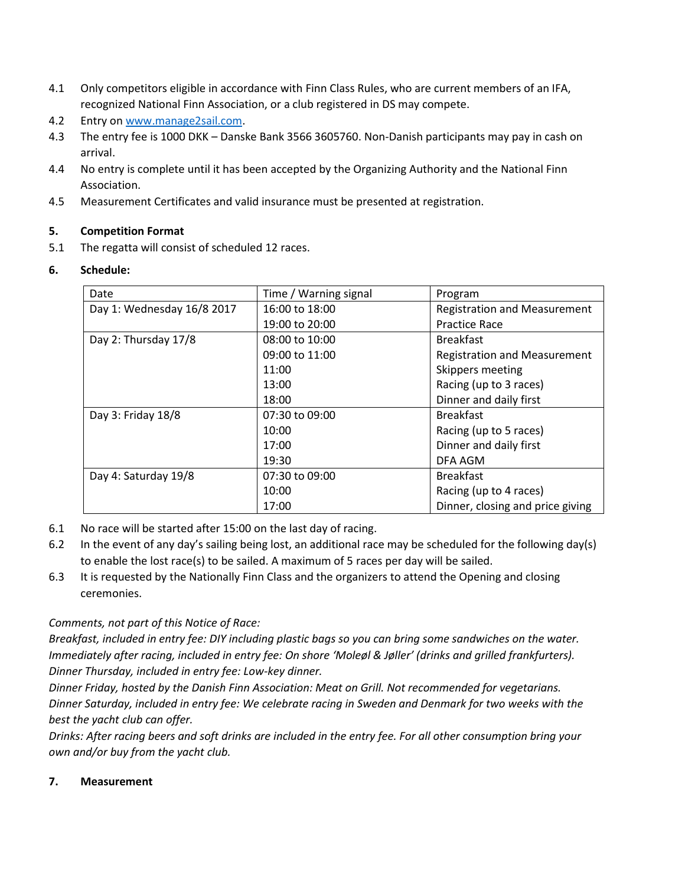4.1 Only competitors eligible in accordance with Finn Class Rules, who are current members of an IFA, recognized National Finn Association, or a club registered in DS may compete.

4.2 Entry on [www.manage2sail.com](http://www.manage2sail.com).

4.3 The entry fee is 1000 DKK – Danske Bank 3566 3605760. Non-Danish participants may pay in cash on arrival.

4.4 No entry is complete until it has been accepted by the Organizing Authority and the National Finn Association.

4.5 Measurement Certificates and valid insurance must be presented at registration.

## 5. Competition Format

5.1 The regatta will consist of scheduled 12 races.

## 6. Schedule:

| Date | Time / Warning signal | Program |
|---|---|---|
| Day 1: Wednesday 16/8 2017 | 16:00 to 18:00<br>19:00 to 20:00 | Registration and Measurement<br>Practice Race |
| Day 2: Thursday 17/8 | 08:00 to 10:00<br>09:00 to 11:00<br>11:00<br>13:00<br>18:00 | Breakfast<br>Registration and Measurement<br>Skippers meeting<br>Racing (up to 3 races)<br>Dinner and daily first |
| Day 3: Friday 18/8 | 07:30 to 09:00<br>10:00<br>17:00<br>19:30 | Breakfast<br>Racing (up to 5 races)<br>Dinner and daily first<br>DFA AGM |
| Day 4: Saturday 19/8 | 07:30 to 09:00<br>10:00<br>17:00 | Breakfast<br>Racing (up to 4 races)<br>Dinner, closing and price giving |

6.1 No race will be started after 15:00 on the last day of racing.

6.2 In the event of any day's sailing being lost, an additional race may be scheduled for the following day(s) to enable the lost race(s) to be sailed. A maximum of 5 races per day will be sailed.

6.3 It is requested by the Nationally Finn Class and the organizers to attend the Opening and closing ceremonies.

*Comments, not part of this Notice of Race:*
*Breakfast, included in entry fee: DIY including plastic bags so you can bring some sandwiches on the water.*
*Immediately after racing, included in entry fee: On shore 'Moleøl & Jøller' (drinks and grilled frankfurters).*
*Dinner Thursday, included in entry fee: Low-key dinner.*
*Dinner Friday, hosted by the Danish Finn Association: Meat on Grill. Not recommended for vegetarians.*
*Dinner Saturday, included in entry fee: We celebrate racing in Sweden and Denmark for two weeks with the best the yacht club can offer.*
*Drinks: After racing beers and soft drinks are included in the entry fee. For all other consumption bring your own and/or buy from the yacht club.*

## 7. Measurement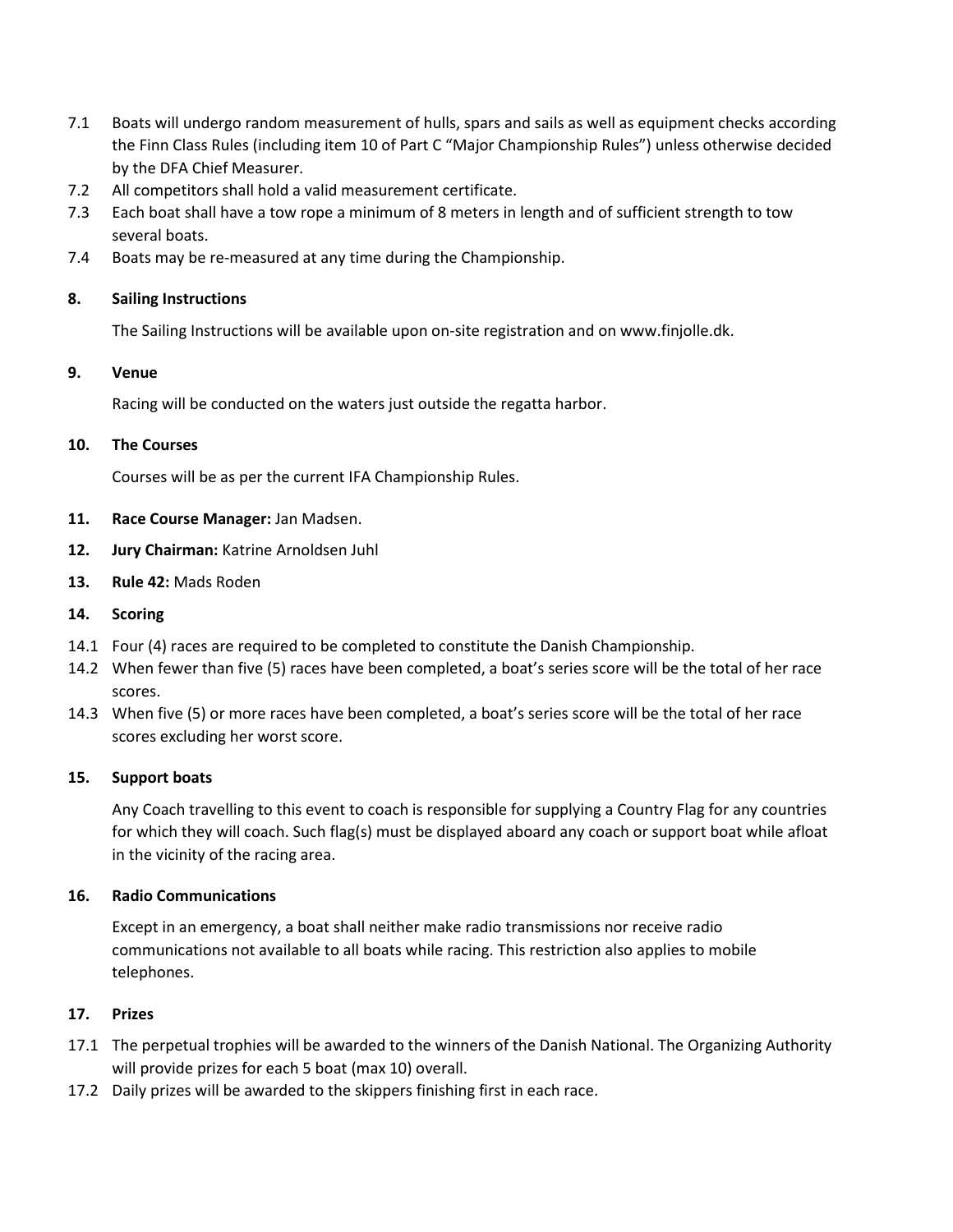7.1 Boats will undergo random measurement of hulls, spars and sails as well as equipment checks according the Finn Class Rules (including item 10 of Part C "Major Championship Rules") unless otherwise decided by the DFA Chief Measurer.

7.2 All competitors shall hold a valid measurement certificate.

7.3 Each boat shall have a tow rope a minimum of 8 meters in length and of sufficient strength to tow several boats.

7.4 Boats may be re-measured at any time during the Championship.

**8. Sailing Instructions**

The Sailing Instructions will be available upon on-site registration and on www.finjolle.dk.

**9. Venue**

Racing will be conducted on the waters just outside the regatta harbor.

**10. The Courses**

Courses will be as per the current IFA Championship Rules.

**11. Race Course Manager:** Jan Madsen.

**12. Jury Chairman:** Katrine Arnoldsen Juhl

**13. Rule 42:** Mads Roden

**14. Scoring**

14.1 Four (4) races are required to be completed to constitute the Danish Championship.

14.2 When fewer than five (5) races have been completed, a boat's series score will be the total of her race scores.

14.3 When five (5) or more races have been completed, a boat's series score will be the total of her race scores excluding her worst score.

**15. Support boats**

Any Coach travelling to this event to coach is responsible for supplying a Country Flag for any countries for which they will coach. Such flag(s) must be displayed aboard any coach or support boat while afloat in the vicinity of the racing area.

**16. Radio Communications**

Except in an emergency, a boat shall neither make radio transmissions nor receive radio communications not available to all boats while racing. This restriction also applies to mobile telephones.

**17. Prizes**

17.1 The perpetual trophies will be awarded to the winners of the Danish National. The Organizing Authority will provide prizes for each 5 boat (max 10) overall.

17.2 Daily prizes will be awarded to the skippers finishing first in each race.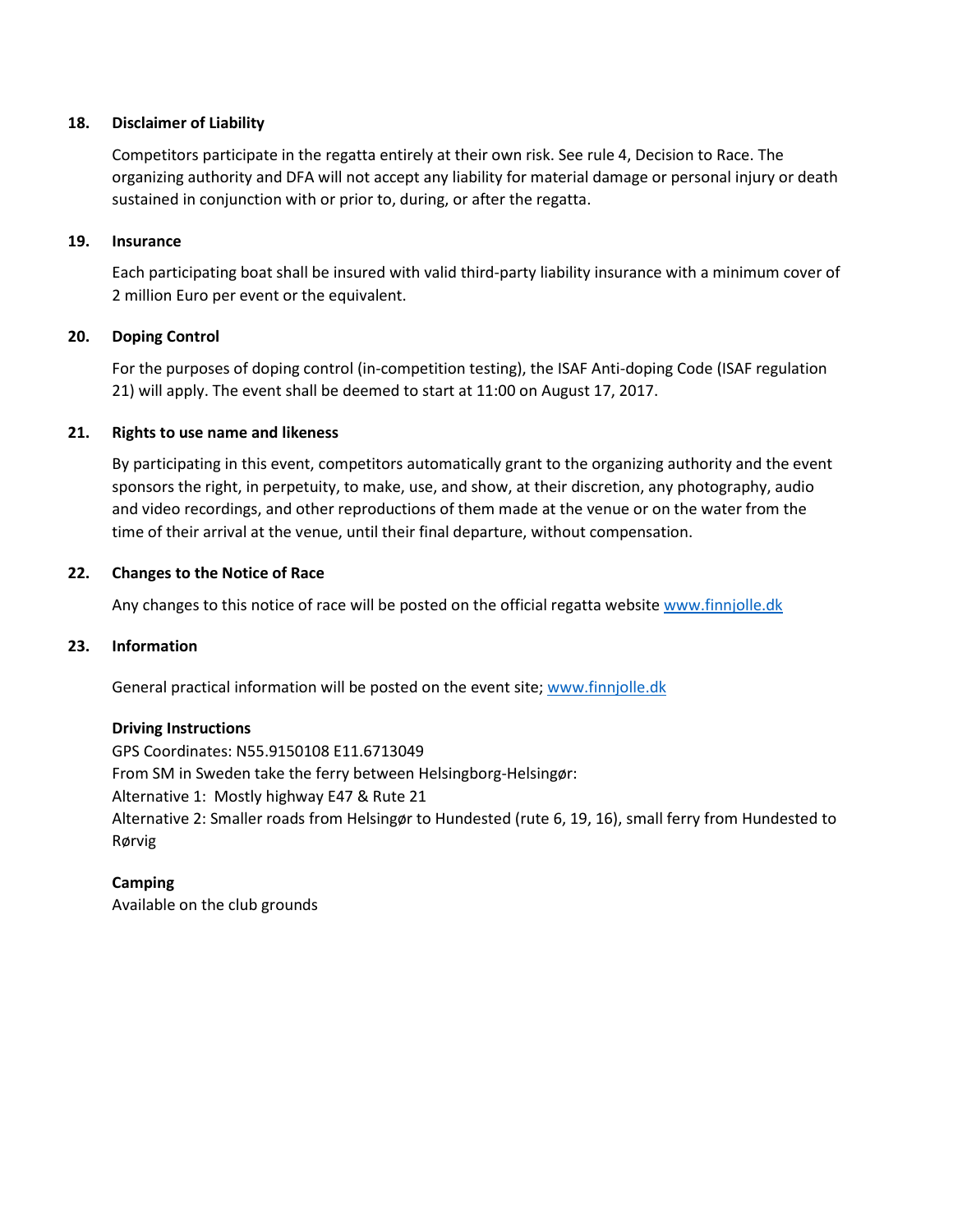## 18. Disclaimer of Liability

Competitors participate in the regatta entirely at their own risk. See rule 4, Decision to Race. The organizing authority and DFA will not accept any liability for material damage or personal injury or death sustained in conjunction with or prior to, during, or after the regatta.

## 19. Insurance

Each participating boat shall be insured with valid third-party liability insurance with a minimum cover of 2 million Euro per event or the equivalent.

## 20. Doping Control

For the purposes of doping control (in-competition testing), the ISAF Anti-doping Code (ISAF regulation 21) will apply. The event shall be deemed to start at 11:00 on August 17, 2017.

## 21. Rights to use name and likeness

By participating in this event, competitors automatically grant to the organizing authority and the event sponsors the right, in perpetuity, to make, use, and show, at their discretion, any photography, audio and video recordings, and other reproductions of them made at the venue or on the water from the time of their arrival at the venue, until their final departure, without compensation.

## 22. Changes to the Notice of Race

Any changes to this notice of race will be posted on the official regatta website [www.finnjolle.dk](http://www.finnjolle.dk)

## 23. Information

General practical information will be posted on the event site; [www.finnjolle.dk](http://www.finnjolle.dk)

**Driving Instructions**

GPS Coordinates: N55.9150108 E11.6713049
From SM in Sweden take the ferry between Helsingborg-Helsingør:
Alternative 1: Mostly highway E47 & Rute 21
Alternative 2: Smaller roads from Helsingør to Hundested (rute 6, 19, 16), small ferry from Hundested to Rørvig

**Camping**

Available on the club grounds